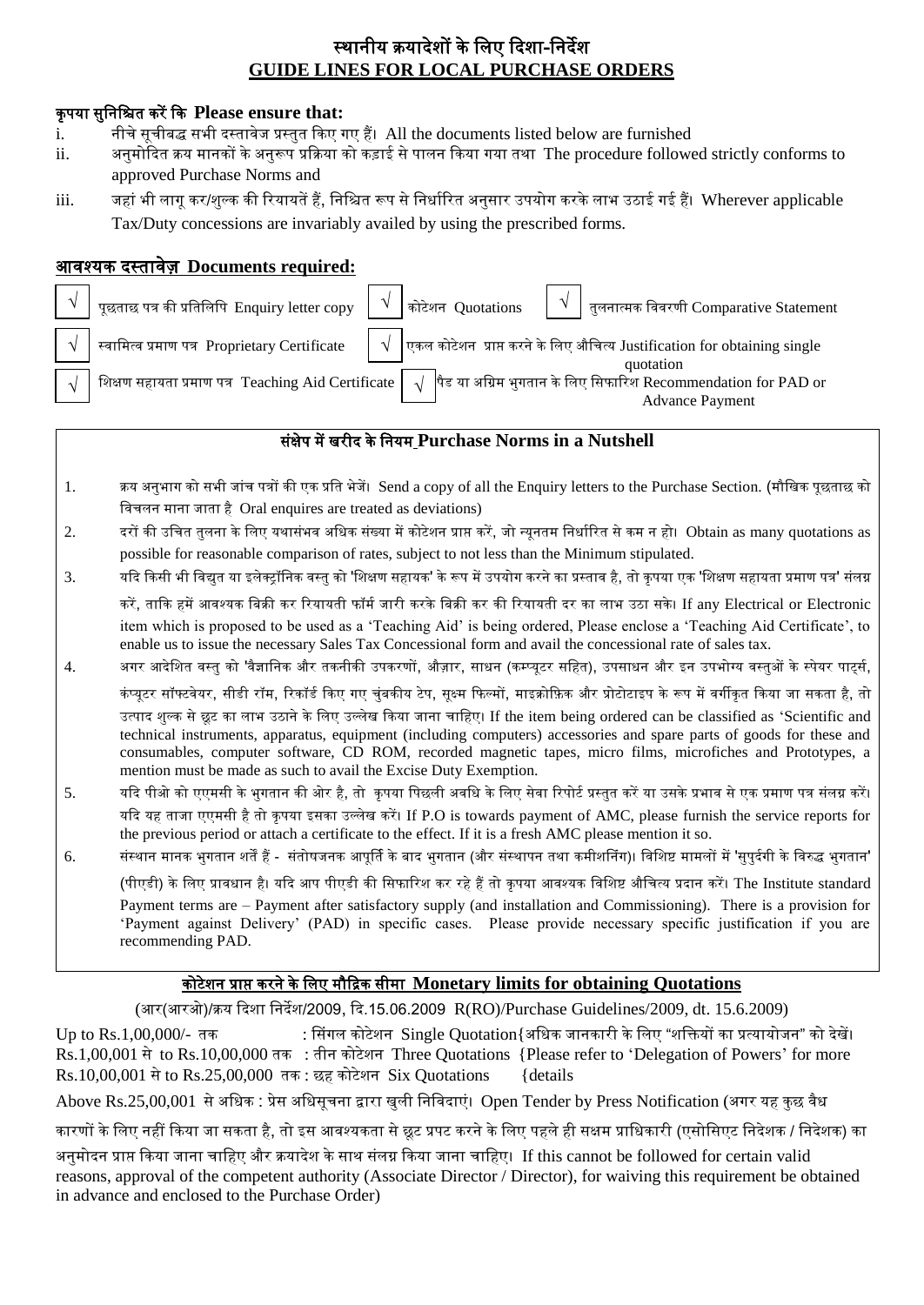# स्थानीय क्रयादेशों के लिए दिशा-निर्देश
## GUIDE LINES FOR LOCAL PURCHASE ORDERS

**कृपया सुनिश्चित करें कि Please ensure that:**

i. नीचे सूचीबद्ध सभी दस्तावेज प्रस्तुत किए गए हैं। All the documents listed below are furnished

ii. अनुमोदित क्रय मानकों के अनुरूप प्रक्रिया को कड़ाई से पालन किया गया तथा The procedure followed strictly conforms to approved Purchase Norms and

iii. जहां भी लागू कर/शुल्क की रियायतें हैं, निश्चित रूप से निर्धारित अनुसार उपयोग करके लाभ उठाई गई हैं। Wherever applicable Tax/Duty concessions are invariably availed by using the prescribed forms.

## आवश्यक दस्तावेज़ Documents required:

- √ पूछताछ पत्र की प्रतिलिपि Enquiry letter copy
- √ कोटेशन Quotations
- √ तुलनात्मक विवरणी Comparative Statement
- √ स्वामित्व प्रमाण पत्र Proprietary Certificate
- √ एकल कोटेशन प्राप्त करने के लिए औचित्य Justification for obtaining single quotation
- √ शिक्षण सहायता प्रमाण पत्र Teaching Aid Certificate
- √ पैड या अग्रिम भुगतान के लिए सिफारिश Recommendation for PAD or Advance Payment

## संक्षेप में खरीद के नियम Purchase Norms in a Nutshell

1. क्रय अनुभाग को सभी जांच पत्रों की एक प्रति भेजें। Send a copy of all the Enquiry letters to the Purchase Section. (मौखिक पूछताछ को विचलन माना जाता है Oral enquires are treated as deviations)
2. दरों की उचित तुलना के लिए यथासंभव अधिक संख्या में कोटेशन प्राप्त करें, जो न्यूनतम निर्धारित से कम न हो। Obtain as many quotations as possible for reasonable comparison of rates, subject to not less than the Minimum stipulated.
3. यदि किसी भी विद्युत या इलेक्ट्रॉनिक वस्तु को 'शिक्षण सहायक' के रूप में उपयोग करने का प्रस्ताव है, तो कृपया एक 'शिक्षण सहायता प्रमाण पत्र' संलग्न करें, ताकि हमें आवश्यक बिक्री कर रियायती फॉर्म जारी करके बिक्री कर की रियायती दर का लाभ उठा सके। If any Electrical or Electronic item which is proposed to be used as a 'Teaching Aid' is being ordered, Please enclose a 'Teaching Aid Certificate', to enable us to issue the necessary Sales Tax Concessional form and avail the concessional rate of sales tax.
4. अगर आदेशित वस्तु को 'वैज्ञानिक और तकनीकी उपकरणों, औज़ार, साधन (कम्प्यूटर सहित), उपसाधन और इन उपभोग्य वस्तुओं के स्पेयर पार्ट्स, कंप्यूटर सॉफ्टवेयर, सीडी रॉम, रिकॉर्ड किए गए चुंबकीय टेप, सूक्ष्म फिल्मों, माइक्रोफ़िक और प्रोटोटाइप के रूप में वर्गीकृत किया जा सकता है, तो उत्पाद शुल्क से छूट का लाभ उठाने के लिए उल्लेख किया जाना चाहिए। If the item being ordered can be classified as 'Scientific and technical instruments, apparatus, equipment (including computers) accessories and spare parts of goods for these and consumables, computer software, CD ROM, recorded magnetic tapes, micro films, microfiches and Prototypes, a mention must be made as such to avail the Excise Duty Exemption.
5. यदि पीओ को एएमसी के भुगतान की ओर है, तो कृपया पिछली अवधि के लिए सेवा रिपोर्ट प्रस्तुत करें या उसके प्रभाव से एक प्रमाण पत्र संलग्न करें। यदि यह ताजा एएमसी है तो कृपया इसका उल्लेख करें। If P.O is towards payment of AMC, please furnish the service reports for the previous period or attach a certificate to the effect. If it is a fresh AMC please mention it so.
6. संस्थान मानक भुगतान शर्तें हैं - संतोषजनक आपूर्ति के बाद भुगतान (और संस्थापन तथा कमीशनिंग)। विशिष्ट मामलों में 'सुपुर्दगी के विरुद्ध भुगतान' (पीएडी) के लिए प्रावधान है। यदि आप पीएडी की सिफारिश कर रहे हैं तो कृपया आवश्यक विशिष्ट औचित्य प्रदान करें। The Institute standard Payment terms are – Payment after satisfactory supply (and installation and Commissioning). There is a provision for 'Payment against Delivery' (PAD) in specific cases. Please provide necessary specific justification if you are recommending PAD.

## कोटेशन प्राप्त करने के लिए मौद्रिक सीमा Monetary limits for obtaining Quotations

(आर(आरओ)/क्रय दिशा निर्देश/2009, दि.15.06.2009 R(RO)/Purchase Guidelines/2009, dt. 15.6.2009)

Up to Rs.1,00,000/- तक : सिंगल कोटेशन Single Quotation{अधिक जानकारी के लिए "शक्तियों का प्रत्यायोजन" को देखें।

Rs.1,00,001 से to Rs.10,00,000 तक : तीन कोटेशन Three Quotations {Please refer to 'Delegation of Powers' for more

Rs.10,00,001 से to Rs.25,00,000 तक : छह कोटेशन Six Quotations {details

Above Rs.25,00,001 से अधिक : प्रेस अधिसूचना द्वारा खुली निविदाएं। Open Tender by Press Notification (अगर यह कुछ वैध कारणों के लिए नहीं किया जा सकता है, तो इस आवश्यकता से छूट प्रपट करने के लिए पहले ही सक्षम प्राधिकारी (एसोसिएट निदेशक / निदेशक) का अनुमोदन प्राप्त किया जाना चाहिए और क्रयादेश के साथ संलग्न किया जाना चाहिए। If this cannot be followed for certain valid reasons, approval of the competent authority (Associate Director / Director), for waiving this requirement be obtained in advance and enclosed to the Purchase Order)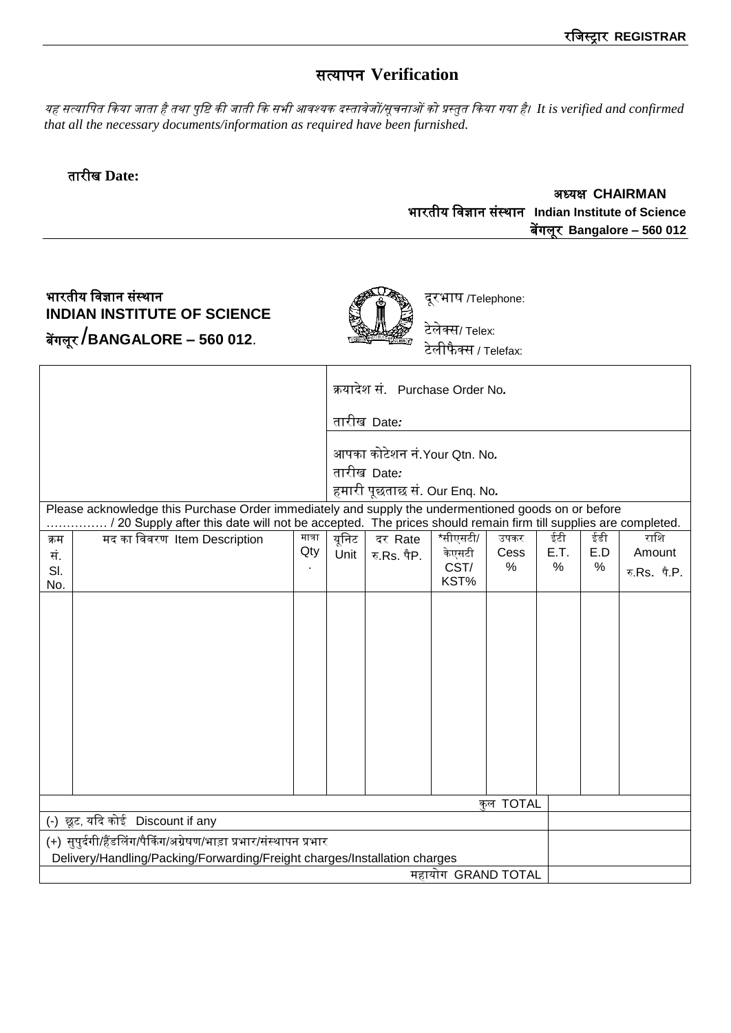रजिस्ट्रार **REGISTRAR**

## सत्यापन Verification

*यह सत्यापित किया जाता है तथा पुष्टि की जाती कि सभी आवश्यक दस्तावेजों/सूचनाओं को प्रस्तुत किया गया है। It is verified and confirmed that all the necessary documents/information as required have been furnished.*

**तारीख Date:**

**अध्यक्ष CHAIRMAN**
**भारतीय विज्ञान संस्थान Indian Institute of Science**
**बेंगलूर Bangalore – 560 012**

---

**भारतीय विज्ञान संस्थान**
**INDIAN INSTITUTE OF SCIENCE**
**बेंगलूर/BANGALORE – 560 012.**

दूरभाष /Telephone:
टेलेक्स/ Telex:
टेलीफैक्स / Telefax:

| | |
|---|---|
| | क्रयादेश सं. Purchase Order No.<br>तारीख Date: |
| | आपका कोटेशन नं.Your Qtn. No.<br>तारीख Date:<br>हमारी पूछताछ सं. Our Enq. No. |

Please acknowledge this Purchase Order immediately and supply the undermentioned goods on or before …………… / 20 Supply after this date will not be accepted. The prices should remain firm till supplies are completed.

| क्रम सं. Sl. No. | मद का विवरण Item Description | मात्रा Qty. | यूनिट Unit | दर Rate रु.Rs. पैP. | *सीएसटी/ केएसटी CST/ KST% | उपकर Cess % | ईटी E.T. % | ईडी E.D % | राशि Amount रु.Rs. पै.P. |
|---|---|---|---|---|---|---|---|---|---|
| | | | | | | | | | |
| | | | | | | कुल TOTAL | | | |
| (-) छूट, यदि कोई Discount if any | | | | | | | | | |
| (+) सुपुर्दगी/हैंडलिंग/पैकिंग/अग्रेषण/भाड़ा प्रभार/संस्थापन प्रभार Delivery/Handling/Packing/Forwarding/Freight charges/Installation charges | | | | | | | | | |
| | | | | | | महायोग GRAND TOTAL | | | |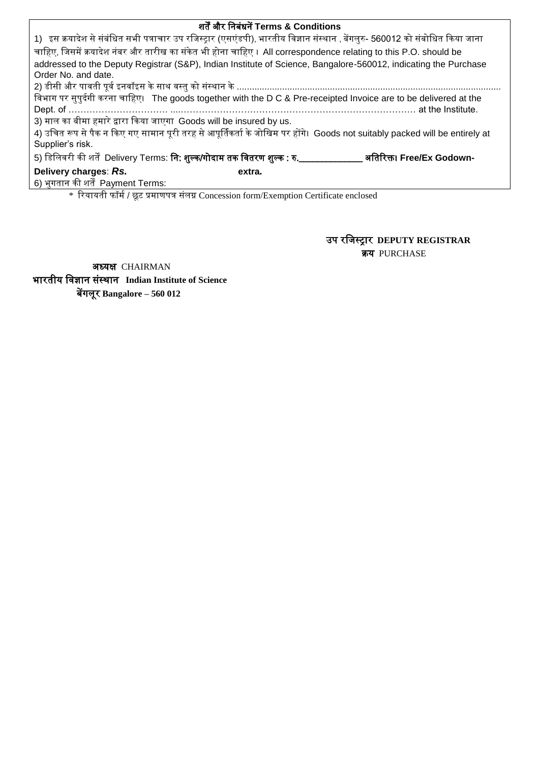## शर्तें और निबंधनें Terms & Conditions

1) इस क्रयादेश से संबंधित सभी पत्राचार उप रजिस्ट्रार (एसएंडपी), भारतीय विज्ञान संस्थान , बेंगलुरु- 560012 को संबोधित किया जाना चाहिए, जिसमें क्रयादेश नंबर और तारीख का संकेत भी होना चाहिए। All correspondence relating to this P.O. should be addressed to the Deputy Registrar (S&P), Indian Institute of Science, Bangalore-560012, indicating the Purchase Order No. and date.

2) डीसी और पावती पूर्व इनवॉइस के साथ वस्तु को संस्थान के ........................................................................................................ विभाग पर सुपुर्दगी करना चाहिए। The goods together with the D C & Pre-receipted Invoice are to be delivered at the Dept. of …………………………… .....……………………………………………………………………… at the Institute.

3) माल का बीमा हमारे द्वारा किया जाएगा Goods will be insured by us.

4) उचित रूप से पैक न किए गए सामान पूरी तरह से आपूर्तिकर्ता के जोखिम पर होंगे। Goods not suitably packed will be entirely at Supplier's risk.

5) डिलिवरी की शर्तें Delivery Terms: **नि: शुल्क/गोदाम तक वितरण शुल्क : रु.______________ अतिरिक्त। Free/Ex Godown-Delivery charges**: ***Rs.*** **extra.**

6) भुगतान की शर्तें Payment Terms:

\* रियायती फॉर्म / छूट प्रमाणपत्र संलग्न Concession form/Exemption Certificate enclosed

उप रजिस्ट्रार **DEPUTY REGISTRAR**
**क्रय** PURCHASE

**अध्यक्ष** CHAIRMAN
**भारतीय विज्ञान संस्थान Indian Institute of Science**
**बेंगलूर Bangalore – 560 012**